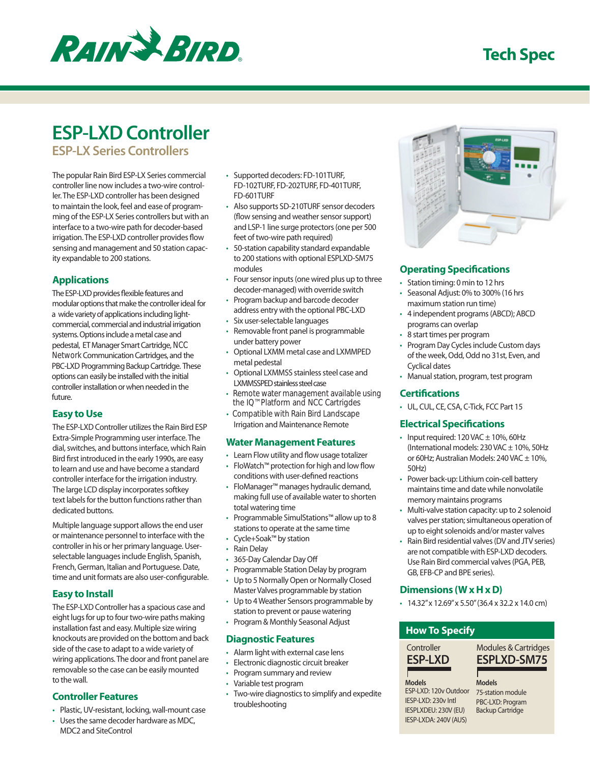# ESP-LXD Controller

## ESP-LX Series Controllers

Tech Spec

The popular Rain Bird ESP-LX Series commercial controller line now includes a two-wire controller. The ESP-LXD controller has been designed to maintain the look, feel and ease of programming of the ESP-LX Series controllers but with an interface to a two-wire path for decoder-based irrigation. The ESP-LXD controller provides flow sensing and management and 50 station capacity expandable to 200 stations.

### Applications

The ESP-LXD provides flexible features and modular options that make the controller ideal for a wide variety of applications including light-commercial, commercial and industrial irrigation systems. Options include a metal case and pedestal, ET Manager Smart Cartridge, NCC Network Communication Cartridges, and the PBC-LXD Programming Backup Cartridge. These options can easily be installed with the initial controller installation or when needed in the future.

### Easy to Use

The ESP-LXD Controller utilizes the Rain Bird ESP Extra-Simple Programming user interface. The dial, switches, and buttons interface, which Rain Bird first introduced in the early 1990s, are easy to learn and use and have become a standard controller interface for the irrigation industry. The large LCD display incorporates softkey text labels for the button functions rather than dedicated buttons.

Multiple language support allows the end user or maintenance personnel to interface with the controller in his or her primary language. User-selectable languages include English, Spanish, French, German, Italian and Portuguese. Date, time and unit formats are also user-configurable.

### Easy to Install

The ESP-LXD Controller has a spacious case and eight lugs for up to four two-wire paths making installation fast and easy. Multiple size wiring knockouts are provided on the bottom and back side of the case to adapt to a wide variety of wiring applications. The door and front panel are removable so the case can be easily mounted to the wall.

### Controller Features

- Plastic, UV-resistant, locking, wall-mount case
- Uses the same decoder hardware as MDC, MDC2 and SiteControl
- Supported decoders: FD-101TURF, FD-102TURF, FD-202TURF, FD-401TURF, FD-601TURF
- Also supports SD-210TURF sensor decoders (flow sensing and weather sensor support) and LSP-1 line surge protectors (one per 500 feet of two-wire path required)
- 50-station capability standard expandable to 200 stations with optional ESPLXD-SM75 modules
- Four sensor inputs (one wired plus up to three decoder-managed) with override switch
- Program backup and barcode decoder address entry with the optional PBC-LXD
- Six user-selectable languages
- Removable front panel is programmable under battery power
- Optional LXMM metal case and LXMMPED metal pedestal
- Optional LXMMSS stainless steel case and LXMMSSPED stainless steel case
- Remote water management available using the IQ™ Platform and NCC Cartridges
- Compatible with Rain Bird Landscape Irrigation and Maintenance Remote

### Water Management Features

- Learn Flow utility and flow usage totalizer
- FloWatch™ protection for high and low flow conditions with user-defined reactions
- FloManager™ manages hydraulic demand, making full use of available water to shorten total watering time
- Programmable SimulStations™ allow up to 8 stations to operate at the same time
- Cycle+Soak™ by station
- Rain Delay
- 365-Day Calendar Day Off
- Programmable Station Delay by program
- Up to 5 Normally Open or Normally Closed Master Valves programmable by station
- Up to 4 Weather Sensors programmable by station to prevent or pause watering
- Program & Monthly Seasonal Adjust

### Diagnostic Features

- Alarm light with external case lens
- Electronic diagnostic circuit breaker
- Program summary and review
- Variable test program
- Two-wire diagnostics to simplify and expedite troubleshooting

### Operating Specifications

- Station timing: 0 min to 12 hrs
- Seasonal Adjust: 0% to 300% (16 hrs maximum station run time)
- 4 independent programs (ABCD); ABCD programs can overlap
- 8 start times per program
- Program Day Cycles include Custom days of the week, Odd, Odd no 31st, Even, and Cyclical dates
- Manual station, program, test program

### Certifications

- UL, CUL, CE, CSA, C-Tick, FCC Part 15

### Electrical Specifications

- Input required: 120 VAC ± 10%, 60Hz (International models: 230 VAC ± 10%, 50Hz or 60Hz; Australian Models: 240 VAC ± 10%, 50Hz)
- Power back-up: Lithium coin-cell battery maintains time and date while nonvolatile memory maintains programs
- Multi-valve station capacity: up to 2 solenoid valves per station; simultaneous operation of up to eight solenoids and/or master valves
- Rain Bird residential valves (DV and JTV series) are not compatible with ESP-LXD decoders. Use Rain Bird commercial valves (PGA, PEB, GB, EFB-CP and BPE series).

### Dimensions (W x H x D)

- 14.32" x 12.69" x 5.50" (36.4 x 32.2 x 14.0 cm)

### How To Specify

| Controller | Modules & Cartridges |
|---|---|
| **ESP-LXD** | **ESPLXD-SM75** |
| **Models** | **Models** |
| ESP-LXD: 120v Outdoor<br>IESP-LXD: 230v Intl<br>IESPLXDEU: 230V (EU)<br>IESP-LXDA: 240V (AUS) | 75-station module<br>PBC-LXD: Program Backup Cartridge |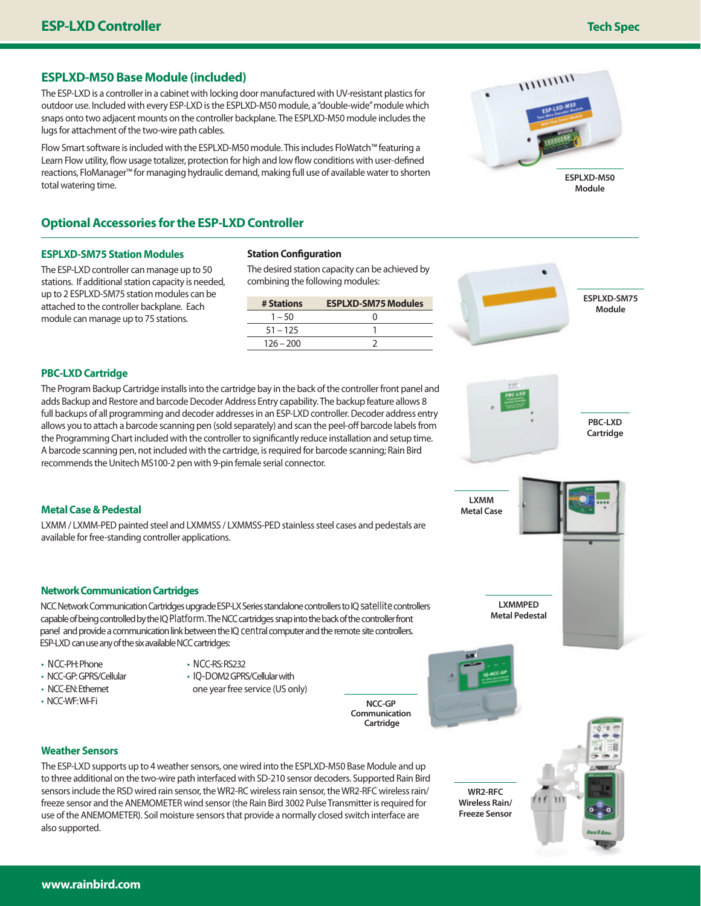## ESPLXD-M50 Base Module (included)

The ESP-LXD is a controller in a cabinet with locking door manufactured with UV-resistant plastics for outdoor use. Included with every ESP-LXD is the ESPLXD-M50 module, a "double-wide" module which snaps onto two adjacent mounts on the controller backplane. The ESPLXD-M50 module includes the lugs for attachment of the two-wire path cables.

Flow Smart software is included with the ESPLXD-M50 module. This includes FloWatch™ featuring a Learn Flow utility, flow usage totalizer, protection for high and low flow conditions with user-defined reactions, FloManager™ for managing hydraulic demand, making full use of available water to shorten total watering time.

ESPLXD-M50 Module

## Optional Accessories for the ESP-LXD Controller

### ESPLXD-SM75 Station Modules

The ESP-LXD controller can manage up to 50 stations. If additional station capacity is needed, up to 2 ESPLXD-SM75 station modules can be attached to the controller backplane. Each module can manage up to 75 stations.

### Station Configuration

The desired station capacity can be achieved by combining the following modules:

| # Stations | ESPLXD-SM75 Modules |
|---|---|
| 1 – 50 | 0 |
| 51 – 125 | 1 |
| 126 – 200 | 2 |

ESPLXD-SM75 Module

### PBC-LXD Cartridge

The Program Backup Cartridge installs into the cartridge bay in the back of the controller front panel and adds Backup and Restore and barcode Decoder Address Entry capability. The backup feature allows 8 full backups of all programming and decoder addresses in an ESP-LXD controller. Decoder address entry allows you to attach a barcode scanning pen (sold separately) and scan the peel-off barcode labels from the Programming Chart included with the controller to significantly reduce installation and setup time. A barcode scanning pen, not included with the cartridge, is required for barcode scanning; Rain Bird recommends the Unitech MS100-2 pen with 9-pin female serial connector.

PBC-LXD Cartridge

### Metal Case & Pedestal

LXMM / LXMM-PED painted steel and LXMMSS / LXMMSS-PED stainless steel cases and pedestals are available for free-standing controller applications.

LXMM Metal Case

LXMMPED Metal Pedestal

### Network Communication Cartridges

NCC Network Communication Cartridges upgrade ESP-LX Series standalone controllers to IQ satellite controllers capable of being controlled by the IQ Platform. The NCC cartridges snap into the back of the controller front panel and provide a communication link between the IQ central computer and the remote site controllers. ESP-LXD can use any of the six available NCC cartridges:

- NCC-PH: Phone
- NCC-GP: GPRS/Cellular
- NCC-EN: Ethernet
- NCC-WF: Wi-Fi
- NCC-RS: RS232
- IQ-DOM2 GPRS/Cellular with one year free service (US only)

NCC-GP Communication Cartridge

### Weather Sensors

The ESP-LXD supports up to 4 weather sensors, one wired into the ESPLXD-M50 Base Module and up to three additional on the two-wire path interfaced with SD-210 sensor decoders. Supported Rain Bird sensors include the RSD wired rain sensor, the WR2-RC wireless rain sensor, the WR2-RFC wireless rain/freeze sensor and the ANEMOMETER wind sensor (the Rain Bird 3002 Pulse Transmitter is required for use of the ANEMOMETER). Soil moisture sensors that provide a normally closed switch interface are also supported.

WR2-RFC Wireless Rain/ Freeze Sensor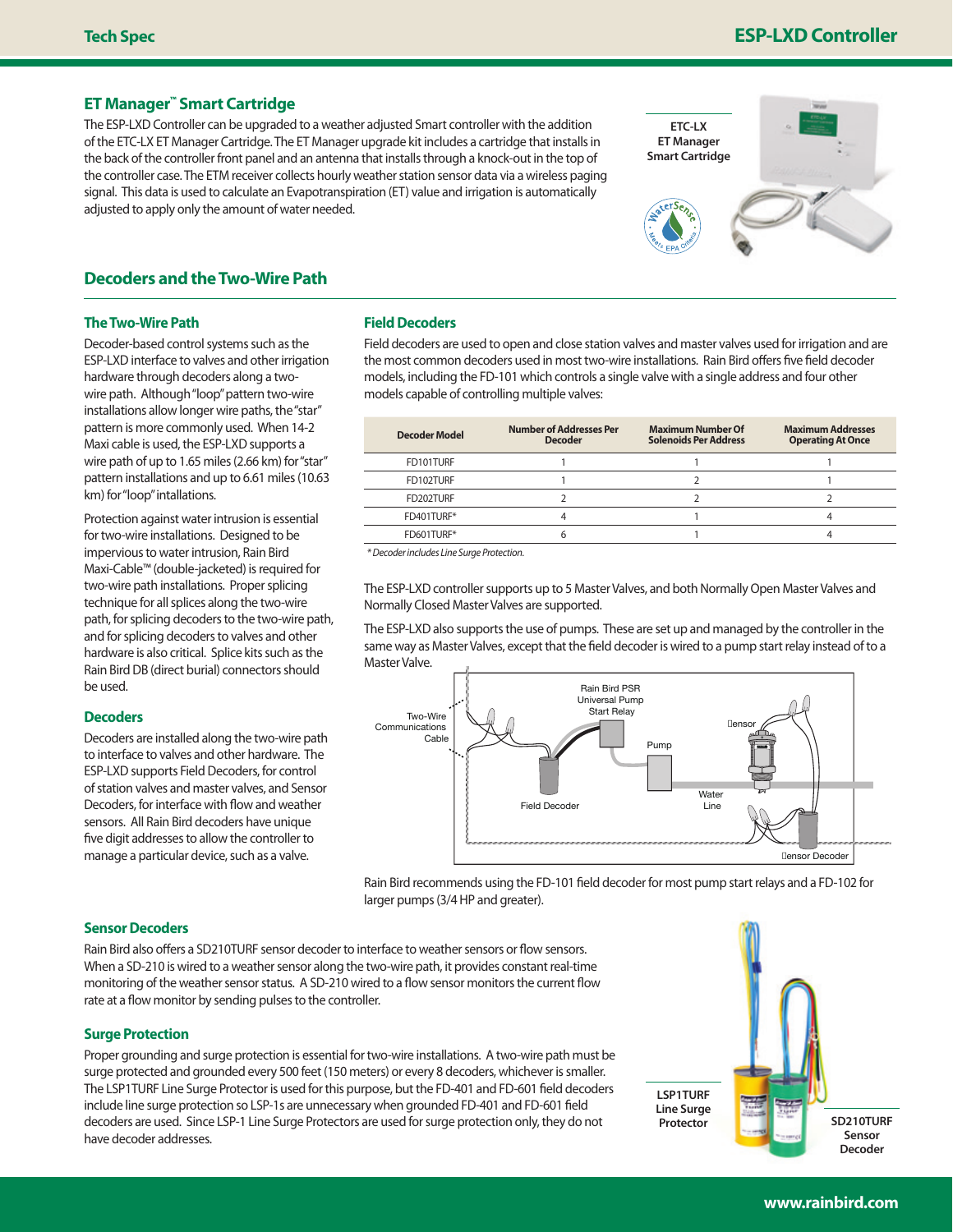## ET Manager™ Smart Cartridge

The ESP-LXD Controller can be upgraded to a weather adjusted Smart controller with the addition of the ETC-LX ET Manager Cartridge. The ET Manager upgrade kit includes a cartridge that installs in the back of the controller front panel and an antenna that installs through a knock-out in the top of the controller case. The ETM receiver collects hourly weather station sensor data via a wireless paging signal. This data is used to calculate an Evapotranspiration (ET) value and irrigation is automatically adjusted to apply only the amount of water needed.

ETC-LX ET Manager Smart Cartridge

## Decoders and the Two-Wire Path

### The Two-Wire Path

Decoder-based control systems such as the ESP-LXD interface to valves and other irrigation hardware through decoders along a two-wire path. Although "loop" pattern two-wire installations allow longer wire paths, the "star" pattern is more commonly used. When 14-2 Maxi cable is used, the ESP-LXD supports a wire path of up to 1.65 miles (2.66 km) for "star" pattern installations and up to 6.61 miles (10.63 km) for "loop" intallations.

Protection against water intrusion is essential for two-wire installations. Designed to be impervious to water intrusion, Rain Bird Maxi-Cable™ (double-jacketed) is required for two-wire path installations. Proper splicing technique for all splices along the two-wire path, for splicing decoders to the two-wire path, and for splicing decoders to valves and other hardware is also critical. Splice kits such as the Rain Bird DB (direct burial) connectors should be used.

### Decoders

Decoders are installed along the two-wire path to interface to valves and other hardware. The ESP-LXD supports Field Decoders, for control of station valves and master valves, and Sensor Decoders, for interface with flow and weather sensors. All Rain Bird decoders have unique five digit addresses to allow the controller to manage a particular device, such as a valve.

### Field Decoders

Field decoders are used to open and close station valves and master valves used for irrigation and are the most common decoders used in most two-wire installations. Rain Bird offers five field decoder models, including the FD-101 which controls a single valve with a single address and four other models capable of controlling multiple valves:

| Decoder Model | Number of Addresses Per Decoder | Maximum Number Of Solenoids Per Address | Maximum Addresses Operating At Once |
|---|---|---|---|
| FD101TURF | 1 | 1 | 1 |
| FD102TURF | 1 | 2 | 1 |
| FD202TURF | 2 | 2 | 2 |
| FD401TURF* | 4 | 1 | 4 |
| FD601TURF* | 6 | 1 | 4 |

*\* Decoder includes Line Surge Protection.*

The ESP-LXD controller supports up to 5 Master Valves, and both Normally Open Master Valves and Normally Closed Master Valves are supported.

The ESP-LXD also supports the use of pumps. These are set up and managed by the controller in the same way as Master Valves, except that the field decoder is wired to a pump start relay instead of to a Master Valve.

Rain Bird recommends using the FD-101 field decoder for most pump start relays and a FD-102 for larger pumps (3/4 HP and greater).

### Sensor Decoders

Rain Bird also offers a SD210TURF sensor decoder to interface to weather sensors or flow sensors. When a SD-210 is wired to a weather sensor along the two-wire path, it provides constant real-time monitoring of the weather sensor status. A SD-210 wired to a flow sensor monitors the current flow rate at a flow monitor by sending pulses to the controller.

### Surge Protection

Proper grounding and surge protection is essential for two-wire installations. A two-wire path must be surge protected and grounded every 500 feet (150 meters) or every 8 decoders, whichever is smaller. The LSP1TURF Line Surge Protector is used for this purpose, but the FD-401 and FD-601 field decoders include line surge protection so LSP-1s are unnecessary when grounded FD-401 and FD-601 field decoders are used. Since LSP-1 Line Surge Protectors are used for surge protection only, they do not have decoder addresses.

LSP1TURF Line Surge Protector

SD210TURF Sensor Decoder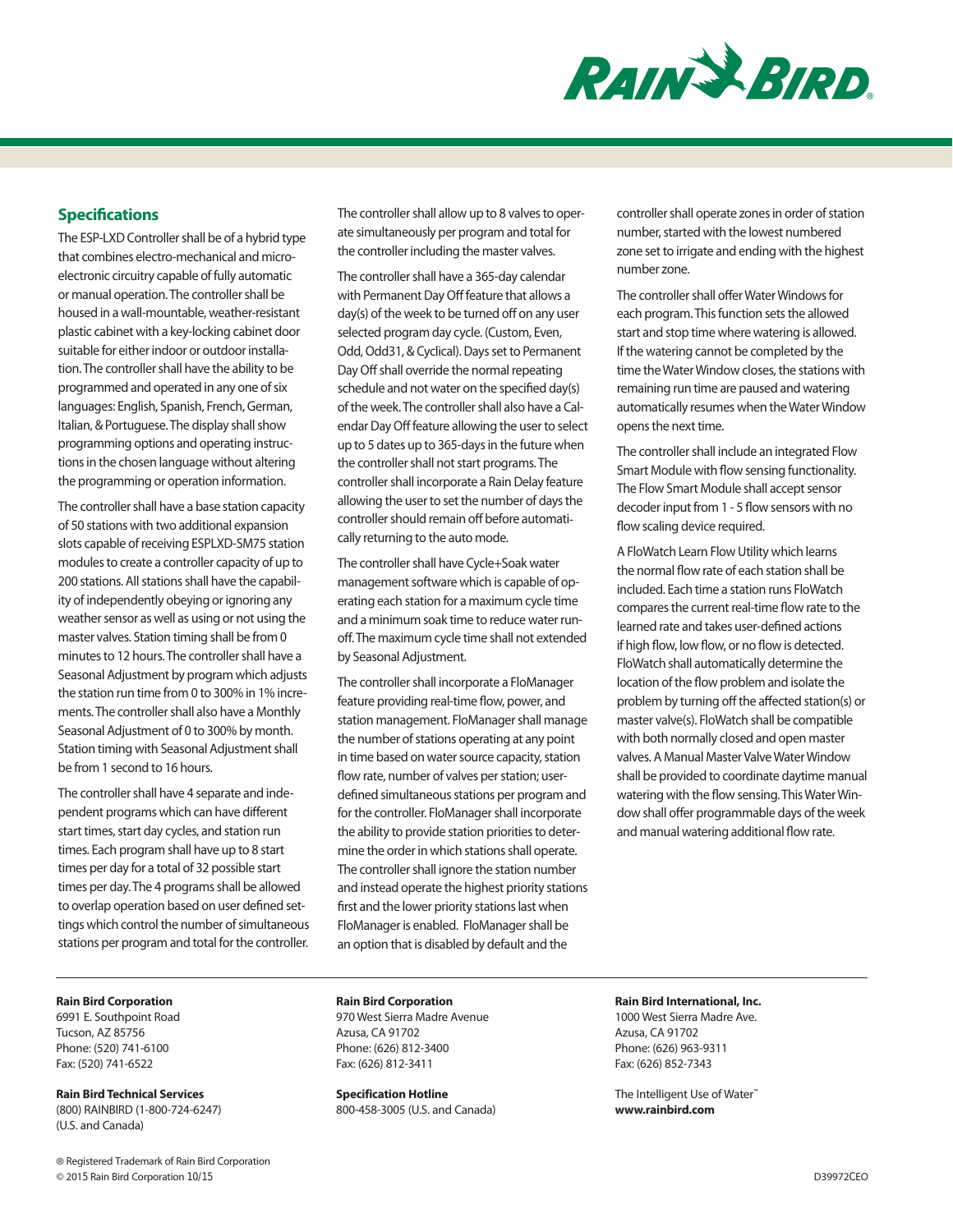## Specifications

The ESP-LXD Controller shall be of a hybrid type that combines electro-mechanical and micro-electronic circuitry capable of fully automatic or manual operation. The controller shall be housed in a wall-mountable, weather-resistant plastic cabinet with a key-locking cabinet door suitable for either indoor or outdoor installation. The controller shall have the ability to be programmed and operated in any one of six languages: English, Spanish, French, German, Italian, & Portuguese. The display shall show programming options and operating instructions in the chosen language without altering the programming or operation information.

The controller shall have a base station capacity of 50 stations with two additional expansion slots capable of receiving ESPLXD-SM75 station modules to create a controller capacity of up to 200 stations. All stations shall have the capability of independently obeying or ignoring any weather sensor as well as using or not using the master valves. Station timing shall be from 0 minutes to 12 hours. The controller shall have a Seasonal Adjustment by program which adjusts the station run time from 0 to 300% in 1% increments. The controller shall also have a Monthly Seasonal Adjustment of 0 to 300% by month. Station timing with Seasonal Adjustment shall be from 1 second to 16 hours.

The controller shall have 4 separate and independent programs which can have different start times, start day cycles, and station run times. Each program shall have up to 8 start times per day for a total of 32 possible start times per day. The 4 programs shall be allowed to overlap operation based on user defined settings which control the number of simultaneous stations per program and total for the controller.

The controller shall allow up to 8 valves to operate simultaneously per program and total for the controller including the master valves.

The controller shall have a 365-day calendar with Permanent Day Off feature that allows a day(s) of the week to be turned off on any user selected program day cycle. (Custom, Even, Odd, Odd31, & Cyclical). Days set to Permanent Day Off shall override the normal repeating schedule and not water on the specified day(s) of the week. The controller shall also have a Calendar Day Off feature allowing the user to select up to 5 dates up to 365-days in the future when the controller shall not start programs. The controller shall incorporate a Rain Delay feature allowing the user to set the number of days the controller should remain off before automatically returning to the auto mode.

The controller shall have Cycle+Soak water management software which is capable of operating each station for a maximum cycle time and a minimum soak time to reduce water runoff. The maximum cycle time shall not extended by Seasonal Adjustment.

The controller shall incorporate a FloManager feature providing real-time flow, power, and station management. FloManager shall manage the number of stations operating at any point in time based on water source capacity, station flow rate, number of valves per station; user-defined simultaneous stations per program and for the controller. FloManager shall incorporate the ability to provide station priorities to determine the order in which stations shall operate. The controller shall ignore the station number and instead operate the highest priority stations first and the lower priority stations last when FloManager is enabled. FloManager shall be an option that is disabled by default and the controller shall operate zones in order of station number, started with the lowest numbered zone set to irrigate and ending with the highest number zone.

The controller shall offer Water Windows for each program. This function sets the allowed start and stop time where watering is allowed. If the watering cannot be completed by the time the Water Window closes, the stations with remaining run time are paused and watering automatically resumes when the Water Window opens the next time.

The controller shall include an integrated Flow Smart Module with flow sensing functionality. The Flow Smart Module shall accept sensor decoder input from 1 - 5 flow sensors with no flow scaling device required.

A FloWatch Learn Flow Utility which learns the normal flow rate of each station shall be included. Each time a station runs FloWatch compares the current real-time flow rate to the learned rate and takes user-defined actions if high flow, low flow, or no flow is detected. FloWatch shall automatically determine the location of the flow problem and isolate the problem by turning off the affected station(s) or master valve(s). FloWatch shall be compatible with both normally closed and open master valves. A Manual Master Valve Water Window shall be provided to coordinate daytime manual watering with the flow sensing. This Water Window shall offer programmable days of the week and manual watering additional flow rate.

---

**Rain Bird Corporation**
6991 E. Southpoint Road
Tucson, AZ 85756
Phone: (520) 741-6100
Fax: (520) 741-6522

**Rain Bird Technical Services**
(800) RAINBIRD (1-800-724-6247)
(U.S. and Canada)

**Rain Bird Corporation**
970 West Sierra Madre Avenue
Azusa, CA 91702
Phone: (626) 812-3400
Fax: (626) 812-3411

**Specification Hotline**
800-458-3005 (U.S. and Canada)

**Rain Bird International, Inc.**
1000 West Sierra Madre Ave.
Azusa, CA 91702
Phone: (626) 963-9311
Fax: (626) 852-7343

The Intelligent Use of Water™
**www.rainbird.com**

® Registered Trademark of Rain Bird Corporation
© 2015 Rain Bird Corporation 10/15

D39972CEO